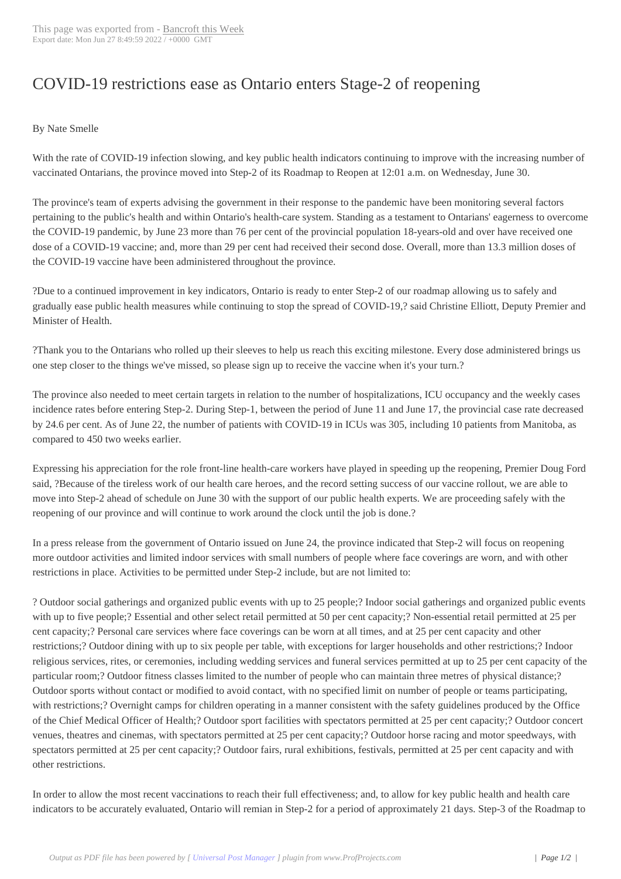# COVID-19 restrictions ease as Ontario enters Stage-2 of reopening

By Nate Smelle

With the rate of COVID-19 infection slowing, and key public health indicators continuing to improve with the increasing number of vaccinated Ontarians, the province moved into Step-2 of its Roadmap to Reopen at 12:01 a.m. on Wednesday, June 30.

The province's team of experts advising the government in their response to the pandemic have been monitoring several factors pertaining to the public's health and within Ontario's health-care system. Standing as a testament to Ontarians' eagerness to overcome the COVID-19 pandemic, by June 23 more than 76 per cent of the provincial population 18-years-old and over have received one dose of a COVID-19 vaccine; and, more than 29 per cent had received their second dose. Overall, more than 13.3 million doses of the COVID-19 vaccine have been administered throughout the province.

?Due to a continued improvement in key indicators, Ontario is ready to enter Step-2 of our roadmap allowing us to safely and gradually ease public health measures while continuing to stop the spread of COVID-19,? said Christine Elliott, Deputy Premier and Minister of Health.

?Thank you to the Ontarians who rolled up their sleeves to help us reach this exciting milestone. Every dose administered brings us one step closer to the things we've missed, so please sign up to receive the vaccine when it's your turn.?

The province also needed to meet certain targets in relation to the number of hospitalizations, ICU occupancy and the weekly cases incidence rates before entering Step-2. During Step-1, between the period of June 11 and June 17, the provincial case rate decreased by 24.6 per cent. As of June 22, the number of patients with COVID-19 in ICUs was 305, including 10 patients from Manitoba, as compared to 450 two weeks earlier.

Expressing his appreciation for the role front-line health-care workers have played in speeding up the reopening, Premier Doug Ford said, ?Because of the tireless work of our health care heroes, and the record setting success of our vaccine rollout, we are able to move into Step-2 ahead of schedule on June 30 with the support of our public health experts. We are proceeding safely with the reopening of our province and will continue to work around the clock until the job is done.?

In a press release from the government of Ontario issued on June 24, the province indicated that Step-2 will focus on reopening more outdoor activities and limited indoor services with small numbers of people where face coverings are worn, and with other restrictions in place. Activities to be permitted under Step-2 include, but are not limited to:

? Outdoor social gatherings and organized public events with up to 25 people;? Indoor social gatherings and organized public events with up to five people;? Essential and other select retail permitted at 50 per cent capacity;? Non-essential retail permitted at 25 per cent capacity;? Personal care services where face coverings can be worn at all times, and at 25 per cent capacity and other restrictions;? Outdoor dining with up to six people per table, with exceptions for larger households and other restrictions;? Indoor religious services, rites, or ceremonies, including wedding services and funeral services permitted at up to 25 per cent capacity of the particular room;? Outdoor fitness classes limited to the number of people who can maintain three metres of physical distance;? Outdoor sports without contact or modified to avoid contact, with no specified limit on number of people or teams participating, with restrictions;? Overnight camps for children operating in a manner consistent with the safety guidelines produced by the Office of the Chief Medical Officer of Health;? Outdoor sport facilities with spectators permitted at 25 per cent capacity;? Outdoor concert venues, theatres and cinemas, with spectators permitted at 25 per cent capacity;? Outdoor horse racing and motor speedways, with spectators permitted at 25 per cent capacity;? Outdoor fairs, rural exhibitions, festivals, permitted at 25 per cent capacity and with other restrictions.

In order to allow the most recent vaccinations to reach their full effectiveness; and, to allow for key public health and health care indicators to be accurately evaluated, Ontario will remian in Step-2 for a period of approximately 21 days. Step-3 of the Roadmap to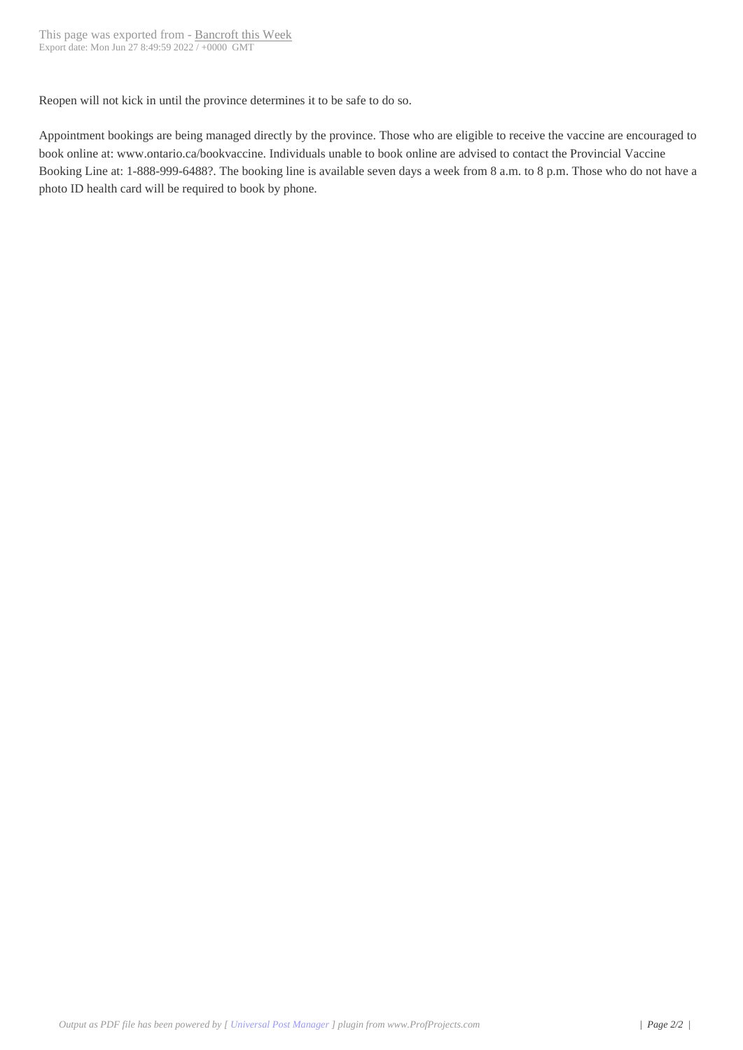Reopen will not kick in until the province determines it to be safe to do so.

Appointment bookings are being managed directly by the province. Those who are eligible to receive the vaccine are encouraged to book online at: www.ontario.ca/bookvaccine. Individuals unable to book online are advised to contact the Provincial Vaccine Booking Line at: 1-888-999-6488?. The booking line is available seven days a week from 8 a.m. to 8 p.m. Those who do not have a photo ID health card will be required to book by phone.